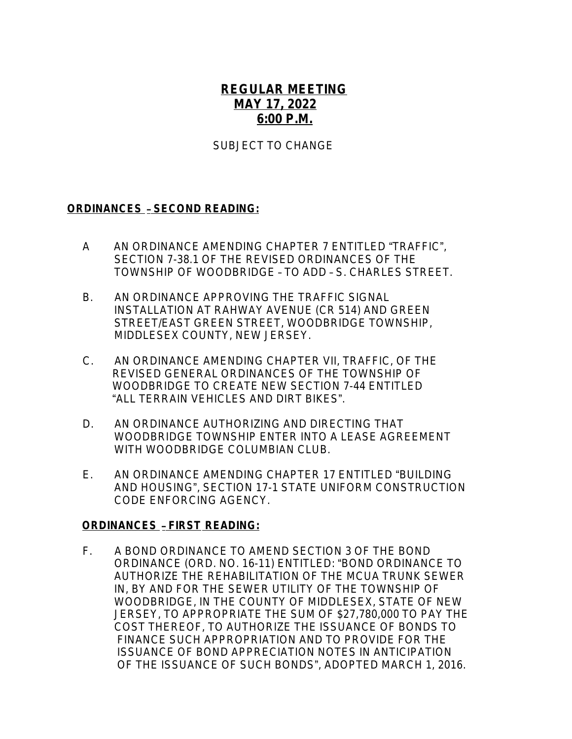**REGULAR MEETING**
**MAY 17, 2022**
**6:00 P.M.**

SUBJECT TO CHANGE

**ORDINANCES – SECOND READING:**

A AN ORDINANCE AMENDING CHAPTER 7 ENTITLED "TRAFFIC", SECTION 7-38.1 OF THE REVISED ORDINANCES OF THE TOWNSHIP OF WOODBRIDGE – TO ADD – S. CHARLES STREET.

B. AN ORDINANCE APPROVING THE TRAFFIC SIGNAL INSTALLATION AT RAHWAY AVENUE (CR 514) AND GREEN STREET/EAST GREEN STREET, WOODBRIDGE TOWNSHIP, MIDDLESEX COUNTY, NEW JERSEY.

C. AN ORDINANCE AMENDING CHAPTER VII, TRAFFIC, OF THE REVISED GENERAL ORDINANCES OF THE TOWNSHIP OF WOODBRIDGE TO CREATE NEW SECTION 7-44 ENTITLED "ALL TERRAIN VEHICLES AND DIRT BIKES".

D. AN ORDINANCE AUTHORIZING AND DIRECTING THAT WOODBRIDGE TOWNSHIP ENTER INTO A LEASE AGREEMENT WITH WOODBRIDGE COLUMBIAN CLUB.

E. AN ORDINANCE AMENDING CHAPTER 17 ENTITLED "BUILDING AND HOUSING", SECTION 17-1 STATE UNIFORM CONSTRUCTION CODE ENFORCING AGENCY.

**ORDINANCES – FIRST READING:**

F. A BOND ORDINANCE TO AMEND SECTION 3 OF THE BOND ORDINANCE (ORD. NO. 16-11) ENTITLED: "BOND ORDINANCE TO AUTHORIZE THE REHABILITATION OF THE MCUA TRUNK SEWER IN, BY AND FOR THE SEWER UTILITY OF THE TOWNSHIP OF WOODBRIDGE, IN THE COUNTY OF MIDDLESEX, STATE OF NEW JERSEY, TO APPROPRIATE THE SUM OF $27,780,000 TO PAY THE COST THEREOF, TO AUTHORIZE THE ISSUANCE OF BONDS TO FINANCE SUCH APPROPRIATION AND TO PROVIDE FOR THE ISSUANCE OF BOND APPRECIATION NOTES IN ANTICIPATION OF THE ISSUANCE OF SUCH BONDS", ADOPTED MARCH 1, 2016.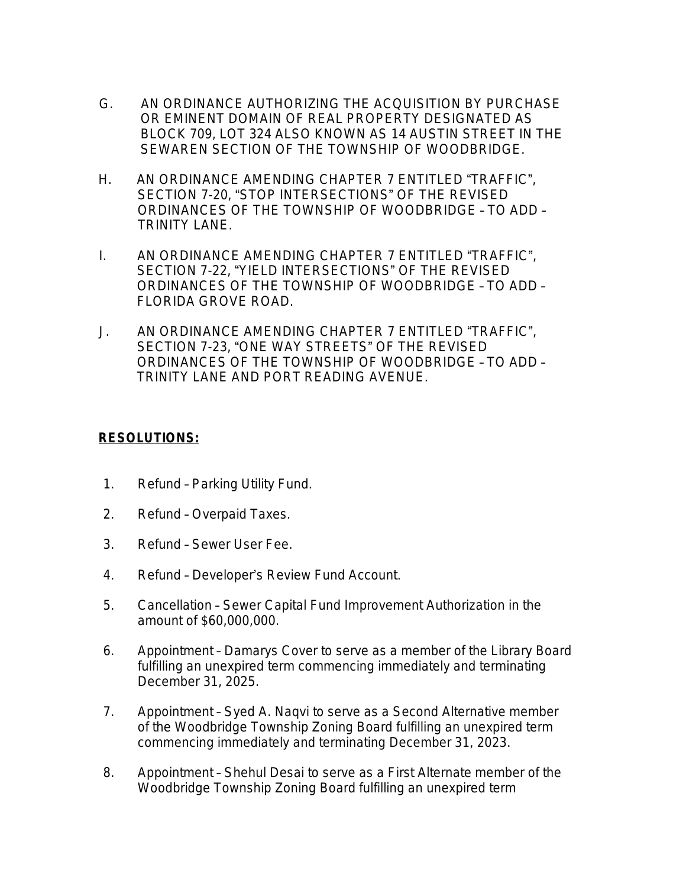G. AN ORDINANCE AUTHORIZING THE ACQUISITION BY PURCHASE OR EMINENT DOMAIN OF REAL PROPERTY DESIGNATED AS BLOCK 709, LOT 324 ALSO KNOWN AS 14 AUSTIN STREET IN THE SEWAREN SECTION OF THE TOWNSHIP OF WOODBRIDGE.

H. AN ORDINANCE AMENDING CHAPTER 7 ENTITLED "TRAFFIC", SECTION 7-20, "STOP INTERSECTIONS" OF THE REVISED ORDINANCES OF THE TOWNSHIP OF WOODBRIDGE – TO ADD – TRINITY LANE.

I. AN ORDINANCE AMENDING CHAPTER 7 ENTITLED "TRAFFIC", SECTION 7-22, "YIELD INTERSECTIONS" OF THE REVISED ORDINANCES OF THE TOWNSHIP OF WOODBRIDGE – TO ADD – FLORIDA GROVE ROAD.

J. AN ORDINANCE AMENDING CHAPTER 7 ENTITLED "TRAFFIC", SECTION 7-23, "ONE WAY STREETS" OF THE REVISED ORDINANCES OF THE TOWNSHIP OF WOODBRIDGE – TO ADD – TRINITY LANE AND PORT READING AVENUE.

**RESOLUTIONS:**

1. Refund – Parking Utility Fund.

2. Refund – Overpaid Taxes.

3. Refund – Sewer User Fee.

4. Refund – Developer's Review Fund Account.

5. Cancellation – Sewer Capital Fund Improvement Authorization in the amount of $60,000,000.

6. Appointment – Damarys Cover to serve as a member of the Library Board fulfilling an unexpired term commencing immediately and terminating December 31, 2025.

7. Appointment – Syed A. Naqvi to serve as a Second Alternative member of the Woodbridge Township Zoning Board fulfilling an unexpired term commencing immediately and terminating December 31, 2023.

8. Appointment – Shehul Desai to serve as a First Alternate member of the Woodbridge Township Zoning Board fulfilling an unexpired term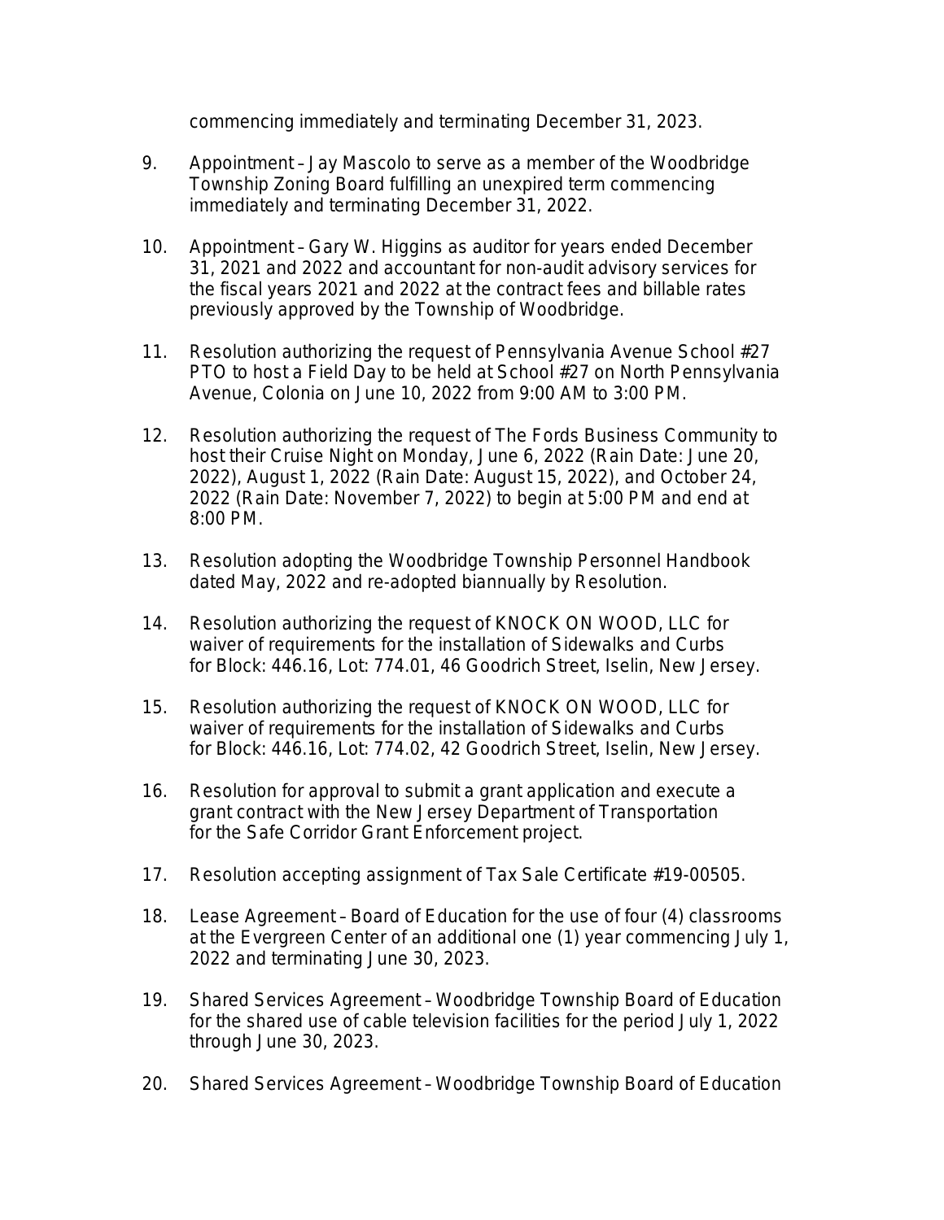commencing immediately and terminating December 31, 2023.

9. Appointment – Jay Mascolo to serve as a member of the Woodbridge Township Zoning Board fulfilling an unexpired term commencing immediately and terminating December 31, 2022.

10. Appointment – Gary W. Higgins as auditor for years ended December 31, 2021 and 2022 and accountant for non-audit advisory services for the fiscal years 2021 and 2022 at the contract fees and billable rates previously approved by the Township of Woodbridge.

11. Resolution authorizing the request of Pennsylvania Avenue School #27 PTO to host a Field Day to be held at School #27 on North Pennsylvania Avenue, Colonia on June 10, 2022 from 9:00 AM to 3:00 PM.

12. Resolution authorizing the request of The Fords Business Community to host their Cruise Night on Monday, June 6, 2022 (Rain Date: June 20, 2022), August 1, 2022 (Rain Date: August 15, 2022), and October 24, 2022 (Rain Date: November 7, 2022) to begin at 5:00 PM and end at 8:00 PM.

13. Resolution adopting the Woodbridge Township Personnel Handbook dated May, 2022 and re-adopted biannually by Resolution.

14. Resolution authorizing the request of KNOCK ON WOOD, LLC for waiver of requirements for the installation of Sidewalks and Curbs for Block: 446.16, Lot: 774.01, 46 Goodrich Street, Iselin, New Jersey.

15. Resolution authorizing the request of KNOCK ON WOOD, LLC for waiver of requirements for the installation of Sidewalks and Curbs for Block: 446.16, Lot: 774.02, 42 Goodrich Street, Iselin, New Jersey.

16. Resolution for approval to submit a grant application and execute a grant contract with the New Jersey Department of Transportation for the Safe Corridor Grant Enforcement project.

17. Resolution accepting assignment of Tax Sale Certificate #19-00505.

18. Lease Agreement – Board of Education for the use of four (4) classrooms at the Evergreen Center of an additional one (1) year commencing July 1, 2022 and terminating June 30, 2023.

19. Shared Services Agreement – Woodbridge Township Board of Education for the shared use of cable television facilities for the period July 1, 2022 through June 30, 2023.

20. Shared Services Agreement – Woodbridge Township Board of Education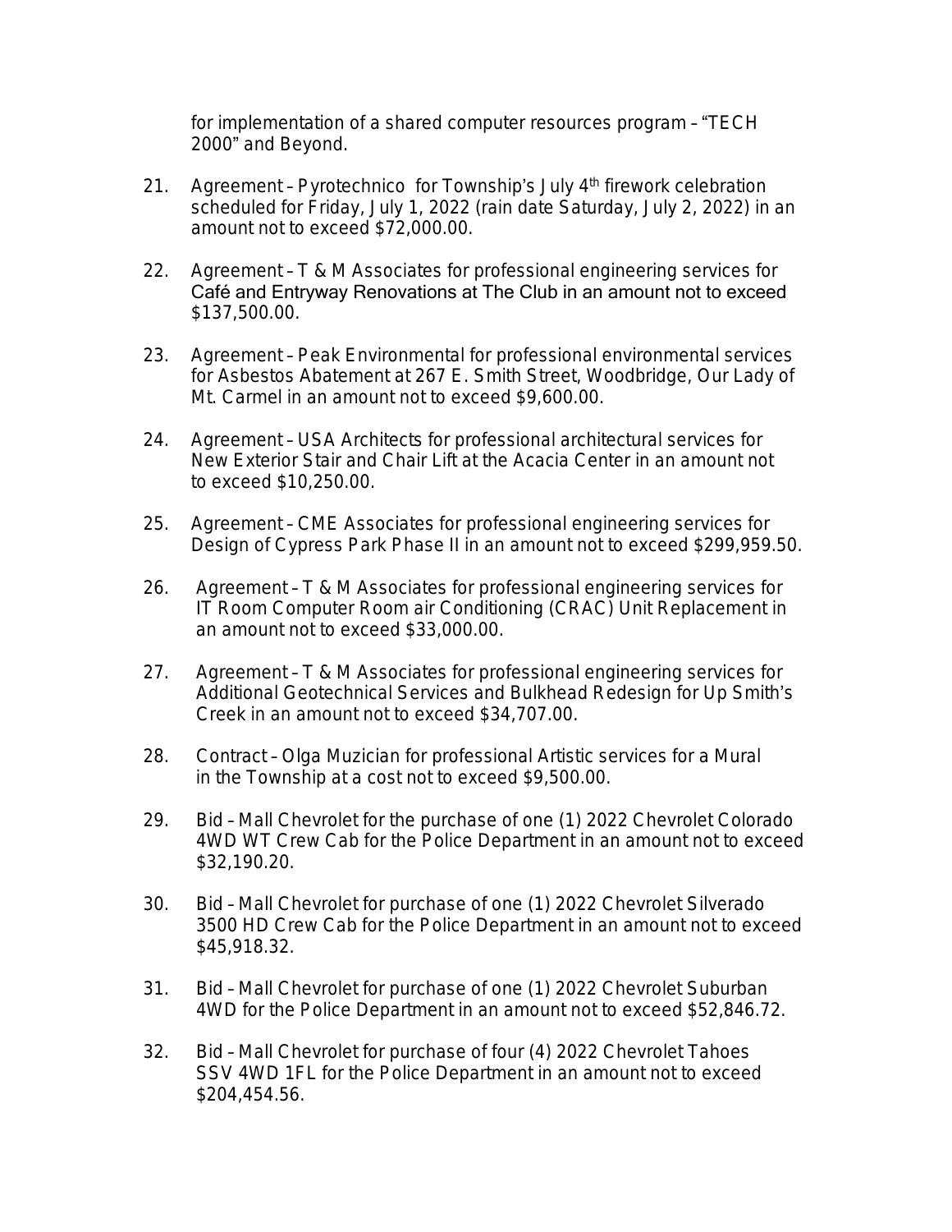for implementation of a shared computer resources program – "TECH 2000" and Beyond.

21. Agreement – Pyrotechnico for Township's July 4th firework celebration scheduled for Friday, July 1, 2022 (rain date Saturday, July 2, 2022) in an amount not to exceed $72,000.00.

22. Agreement – T & M Associates for professional engineering services for Café and Entryway Renovations at The Club in an amount not to exceed $137,500.00.

23. Agreement – Peak Environmental for professional environmental services for Asbestos Abatement at 267 E. Smith Street, Woodbridge, Our Lady of Mt. Carmel in an amount not to exceed $9,600.00.

24. Agreement – USA Architects for professional architectural services for New Exterior Stair and Chair Lift at the Acacia Center in an amount not to exceed $10,250.00.

25. Agreement – CME Associates for professional engineering services for Design of Cypress Park Phase II in an amount not to exceed $299,959.50.

26. Agreement – T & M Associates for professional engineering services for IT Room Computer Room air Conditioning (CRAC) Unit Replacement in an amount not to exceed $33,000.00.

27. Agreement – T & M Associates for professional engineering services for Additional Geotechnical Services and Bulkhead Redesign for Up Smith's Creek in an amount not to exceed $34,707.00.

28. Contract – Olga Muzician for professional Artistic services for a Mural in the Township at a cost not to exceed $9,500.00.

29. Bid – Mall Chevrolet for the purchase of one (1) 2022 Chevrolet Colorado 4WD WT Crew Cab for the Police Department in an amount not to exceed $32,190.20.

30. Bid – Mall Chevrolet for purchase of one (1) 2022 Chevrolet Silverado 3500 HD Crew Cab for the Police Department in an amount not to exceed $45,918.32.

31. Bid – Mall Chevrolet for purchase of one (1) 2022 Chevrolet Suburban 4WD for the Police Department in an amount not to exceed $52,846.72.

32. Bid – Mall Chevrolet for purchase of four (4) 2022 Chevrolet Tahoes SSV 4WD 1FL for the Police Department in an amount not to exceed $204,454.56.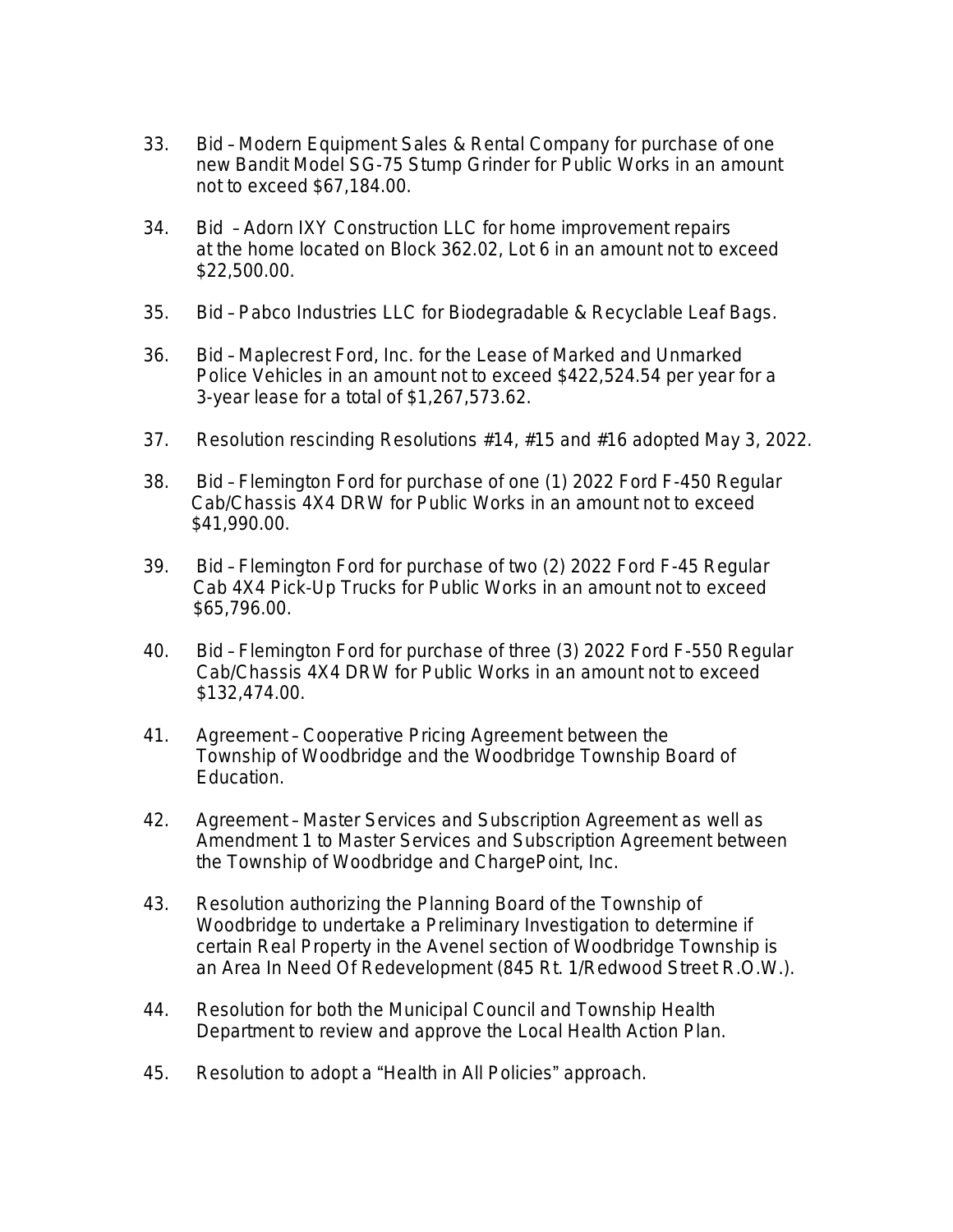33. Bid – Modern Equipment Sales & Rental Company for purchase of one new Bandit Model SG-75 Stump Grinder for Public Works in an amount not to exceed $67,184.00.

34. Bid – Adorn IXY Construction LLC for home improvement repairs at the home located on Block 362.02, Lot 6 in an amount not to exceed $22,500.00.

35. Bid – Pabco Industries LLC for Biodegradable & Recyclable Leaf Bags.

36. Bid – Maplecrest Ford, Inc. for the Lease of Marked and Unmarked Police Vehicles in an amount not to exceed $422,524.54 per year for a 3-year lease for a total of $1,267,573.62.

37. Resolution rescinding Resolutions #14, #15 and #16 adopted May 3, 2022.

38. Bid – Flemington Ford for purchase of one (1) 2022 Ford F-450 Regular Cab/Chassis 4X4 DRW for Public Works in an amount not to exceed $41,990.00.

39. Bid – Flemington Ford for purchase of two (2) 2022 Ford F-45 Regular Cab 4X4 Pick-Up Trucks for Public Works in an amount not to exceed $65,796.00.

40. Bid – Flemington Ford for purchase of three (3) 2022 Ford F-550 Regular Cab/Chassis 4X4 DRW for Public Works in an amount not to exceed $132,474.00.

41. Agreement – Cooperative Pricing Agreement between the Township of Woodbridge and the Woodbridge Township Board of Education.

42. Agreement – Master Services and Subscription Agreement as well as Amendment 1 to Master Services and Subscription Agreement between the Township of Woodbridge and ChargePoint, Inc.

43. Resolution authorizing the Planning Board of the Township of Woodbridge to undertake a Preliminary Investigation to determine if certain Real Property in the Avenel section of Woodbridge Township is an Area In Need Of Redevelopment (845 Rt. 1/Redwood Street R.O.W.).

44. Resolution for both the Municipal Council and Township Health Department to review and approve the Local Health Action Plan.

45. Resolution to adopt a "Health in All Policies" approach.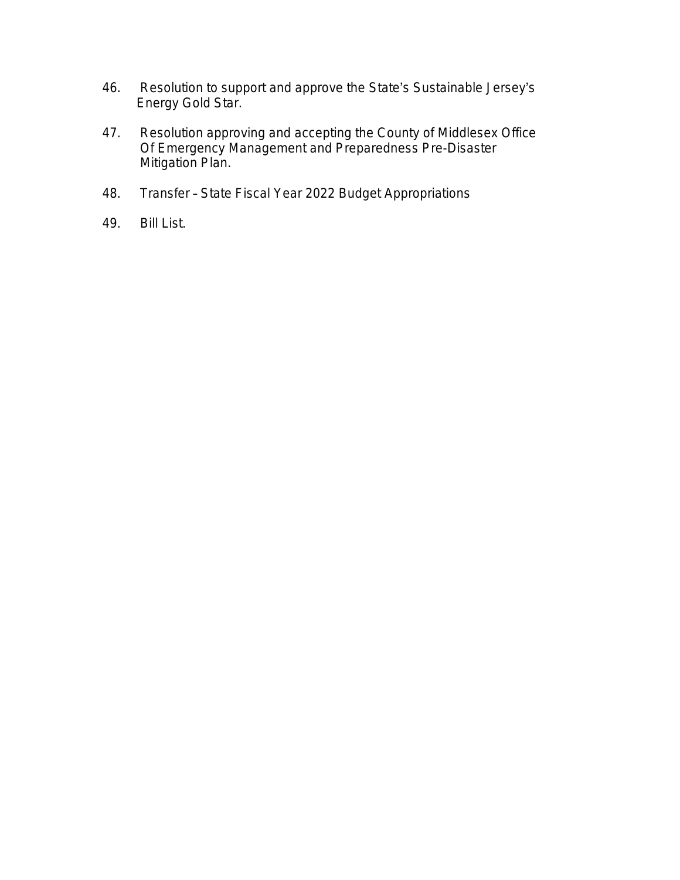46. Resolution to support and approve the State's Sustainable Jersey's Energy Gold Star.

47. Resolution approving and accepting the County of Middlesex Office Of Emergency Management and Preparedness Pre-Disaster Mitigation Plan.

48. Transfer – State Fiscal Year 2022 Budget Appropriations

49. Bill List.